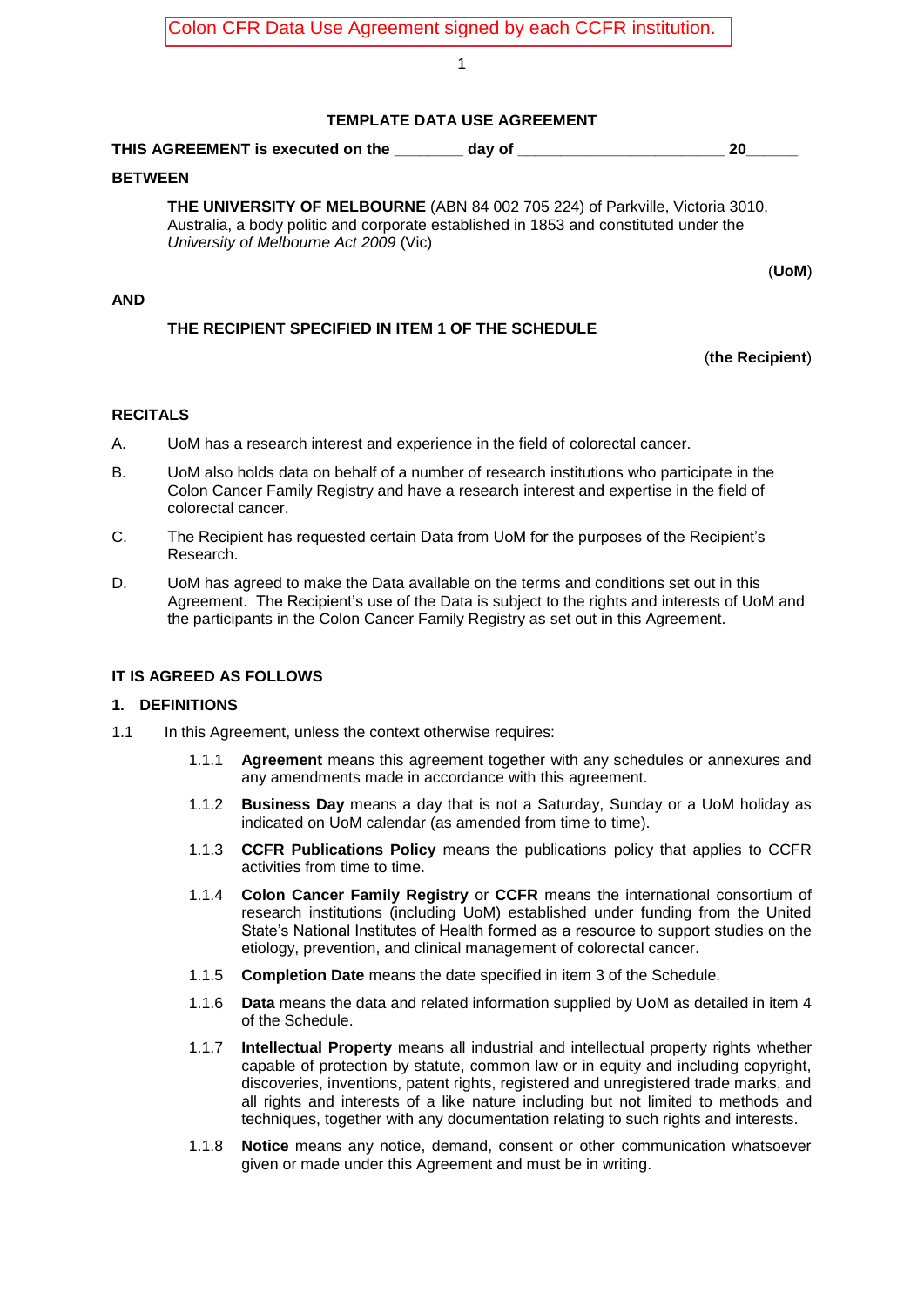Colon CFR Data Use Agreement signed by each CCFR institution.

# TEMPLATE DATA USE AGREEMENT

**THIS AGREEMENT is executed on the ________ day of ________________________ 20______**

**BETWEEN**

**THE UNIVERSITY OF MELBOURNE** (ABN 84 002 705 224) of Parkville, Victoria 3010, Australia, a body politic and corporate established in 1853 and constituted under the *University of Melbourne Act 2009* (Vic)

(**UoM**)

**AND**

**THE RECIPIENT SPECIFIED IN ITEM 1 OF THE SCHEDULE**

(**the Recipient**)

## RECITALS

A. UoM has a research interest and experience in the field of colorectal cancer.

B. UoM also holds data on behalf of a number of research institutions who participate in the Colon Cancer Family Registry and have a research interest and expertise in the field of colorectal cancer.

C. The Recipient has requested certain Data from UoM for the purposes of the Recipient's Research.

D. UoM has agreed to make the Data available on the terms and conditions set out in this Agreement. The Recipient's use of the Data is subject to the rights and interests of UoM and the participants in the Colon Cancer Family Registry as set out in this Agreement.

## IT IS AGREED AS FOLLOWS

### 1. DEFINITIONS

1.1 In this Agreement, unless the context otherwise requires:

1.1.1 **Agreement** means this agreement together with any schedules or annexures and any amendments made in accordance with this agreement.

1.1.2 **Business Day** means a day that is not a Saturday, Sunday or a UoM holiday as indicated on UoM calendar (as amended from time to time).

1.1.3 **CCFR Publications Policy** means the publications policy that applies to CCFR activities from time to time.

1.1.4 **Colon Cancer Family Registry** or **CCFR** means the international consortium of research institutions (including UoM) established under funding from the United State's National Institutes of Health formed as a resource to support studies on the etiology, prevention, and clinical management of colorectal cancer.

1.1.5 **Completion Date** means the date specified in item 3 of the Schedule.

1.1.6 **Data** means the data and related information supplied by UoM as detailed in item 4 of the Schedule.

1.1.7 **Intellectual Property** means all industrial and intellectual property rights whether capable of protection by statute, common law or in equity and including copyright, discoveries, inventions, patent rights, registered and unregistered trade marks, and all rights and interests of a like nature including but not limited to methods and techniques, together with any documentation relating to such rights and interests.

1.1.8 **Notice** means any notice, demand, consent or other communication whatsoever given or made under this Agreement and must be in writing.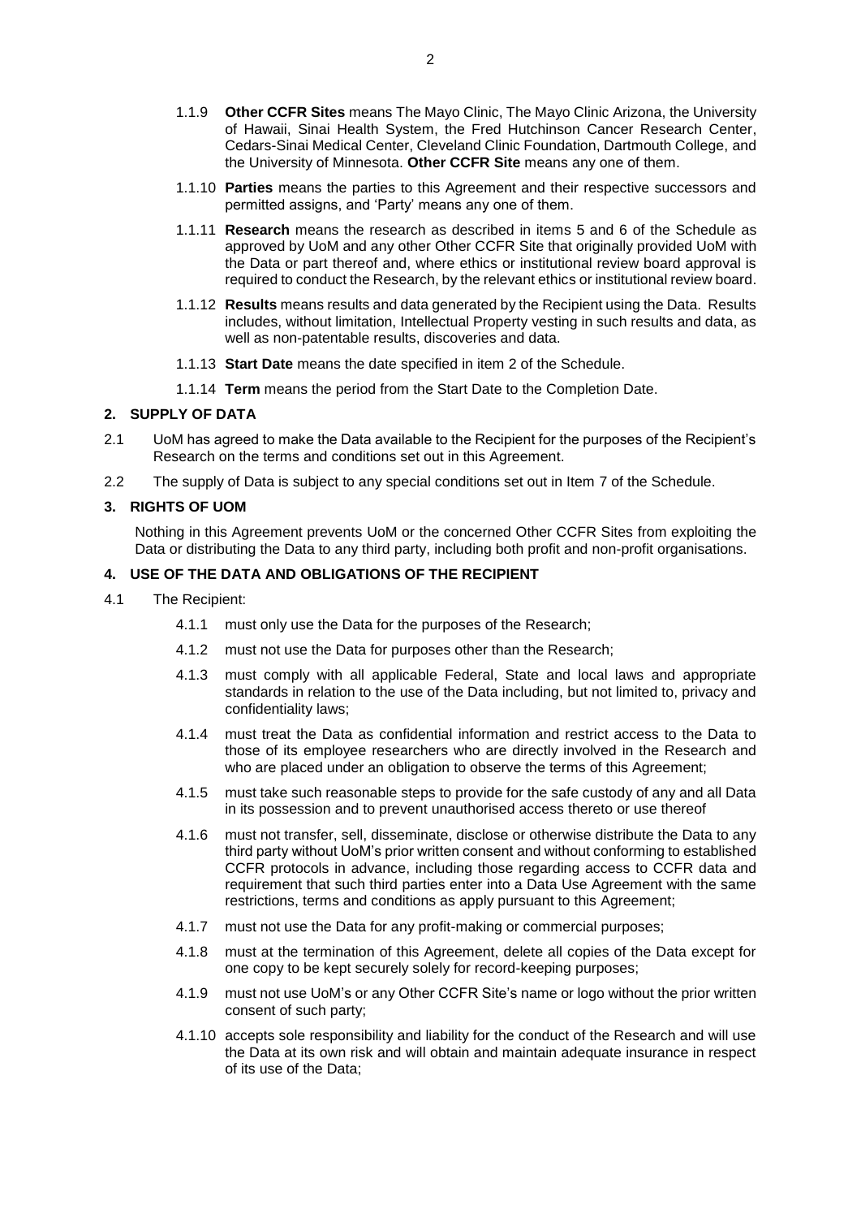1.1.9 **Other CCFR Sites** means The Mayo Clinic, The Mayo Clinic Arizona, the University of Hawaii, Sinai Health System, the Fred Hutchinson Cancer Research Center, Cedars-Sinai Medical Center, Cleveland Clinic Foundation, Dartmouth College, and the University of Minnesota. **Other CCFR Site** means any one of them.

1.1.10 **Parties** means the parties to this Agreement and their respective successors and permitted assigns, and 'Party' means any one of them.

1.1.11 **Research** means the research as described in items 5 and 6 of the Schedule as approved by UoM and any other Other CCFR Site that originally provided UoM with the Data or part thereof and, where ethics or institutional review board approval is required to conduct the Research, by the relevant ethics or institutional review board.

1.1.12 **Results** means results and data generated by the Recipient using the Data. Results includes, without limitation, Intellectual Property vesting in such results and data, as well as non-patentable results, discoveries and data.

1.1.13 **Start Date** means the date specified in item 2 of the Schedule.

1.1.14 **Term** means the period from the Start Date to the Completion Date.

## 2. SUPPLY OF DATA

2.1 UoM has agreed to make the Data available to the Recipient for the purposes of the Recipient's Research on the terms and conditions set out in this Agreement.

2.2 The supply of Data is subject to any special conditions set out in Item 7 of the Schedule.

## 3. RIGHTS OF UOM

Nothing in this Agreement prevents UoM or the concerned Other CCFR Sites from exploiting the Data or distributing the Data to any third party, including both profit and non-profit organisations.

## 4. USE OF THE DATA AND OBLIGATIONS OF THE RECIPIENT

4.1 The Recipient:

4.1.1 must only use the Data for the purposes of the Research;

4.1.2 must not use the Data for purposes other than the Research;

4.1.3 must comply with all applicable Federal, State and local laws and appropriate standards in relation to the use of the Data including, but not limited to, privacy and confidentiality laws;

4.1.4 must treat the Data as confidential information and restrict access to the Data to those of its employee researchers who are directly involved in the Research and who are placed under an obligation to observe the terms of this Agreement;

4.1.5 must take such reasonable steps to provide for the safe custody of any and all Data in its possession and to prevent unauthorised access thereto or use thereof

4.1.6 must not transfer, sell, disseminate, disclose or otherwise distribute the Data to any third party without UoM's prior written consent and without conforming to established CCFR protocols in advance, including those regarding access to CCFR data and requirement that such third parties enter into a Data Use Agreement with the same restrictions, terms and conditions as apply pursuant to this Agreement;

4.1.7 must not use the Data for any profit-making or commercial purposes;

4.1.8 must at the termination of this Agreement, delete all copies of the Data except for one copy to be kept securely solely for record-keeping purposes;

4.1.9 must not use UoM's or any Other CCFR Site's name or logo without the prior written consent of such party;

4.1.10 accepts sole responsibility and liability for the conduct of the Research and will use the Data at its own risk and will obtain and maintain adequate insurance in respect of its use of the Data;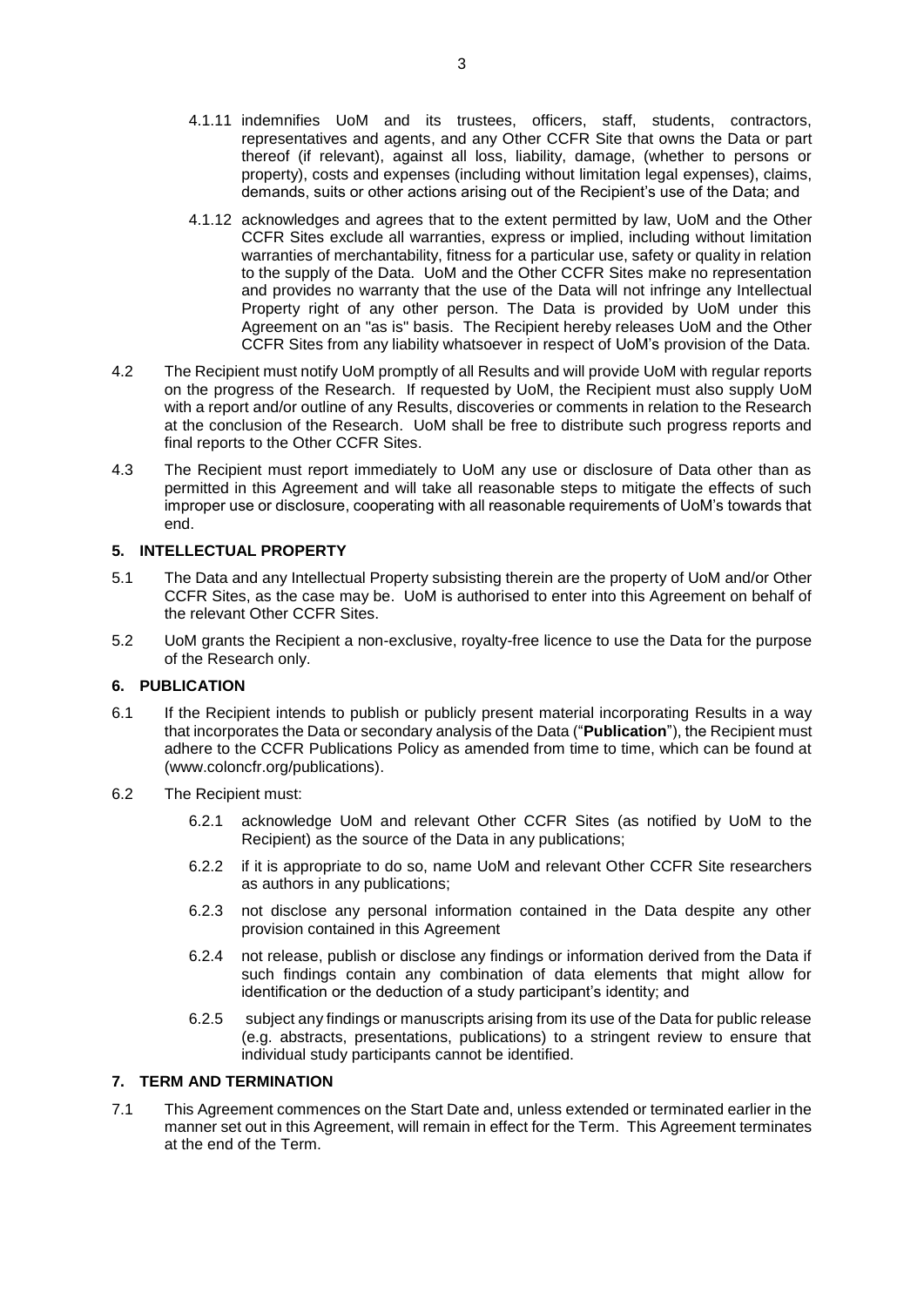4.1.11 indemnifies UoM and its trustees, officers, staff, students, contractors, representatives and agents, and any Other CCFR Site that owns the Data or part thereof (if relevant), against all loss, liability, damage, (whether to persons or property), costs and expenses (including without limitation legal expenses), claims, demands, suits or other actions arising out of the Recipient's use of the Data; and

4.1.12 acknowledges and agrees that to the extent permitted by law, UoM and the Other CCFR Sites exclude all warranties, express or implied, including without limitation warranties of merchantability, fitness for a particular use, safety or quality in relation to the supply of the Data. UoM and the Other CCFR Sites make no representation and provides no warranty that the use of the Data will not infringe any Intellectual Property right of any other person. The Data is provided by UoM under this Agreement on an "as is" basis. The Recipient hereby releases UoM and the Other CCFR Sites from any liability whatsoever in respect of UoM's provision of the Data.

4.2 The Recipient must notify UoM promptly of all Results and will provide UoM with regular reports on the progress of the Research. If requested by UoM, the Recipient must also supply UoM with a report and/or outline of any Results, discoveries or comments in relation to the Research at the conclusion of the Research. UoM shall be free to distribute such progress reports and final reports to the Other CCFR Sites.

4.3 The Recipient must report immediately to UoM any use or disclosure of Data other than as permitted in this Agreement and will take all reasonable steps to mitigate the effects of such improper use or disclosure, cooperating with all reasonable requirements of UoM's towards that end.

## 5. INTELLECTUAL PROPERTY

5.1 The Data and any Intellectual Property subsisting therein are the property of UoM and/or Other CCFR Sites, as the case may be. UoM is authorised to enter into this Agreement on behalf of the relevant Other CCFR Sites.

5.2 UoM grants the Recipient a non-exclusive, royalty-free licence to use the Data for the purpose of the Research only.

## 6. PUBLICATION

6.1 If the Recipient intends to publish or publicly present material incorporating Results in a way that incorporates the Data or secondary analysis of the Data ("**Publication**"), the Recipient must adhere to the CCFR Publications Policy as amended from time to time, which can be found at (www.coloncfr.org/publications).

6.2 The Recipient must:

6.2.1 acknowledge UoM and relevant Other CCFR Sites (as notified by UoM to the Recipient) as the source of the Data in any publications;

6.2.2 if it is appropriate to do so, name UoM and relevant Other CCFR Site researchers as authors in any publications;

6.2.3 not disclose any personal information contained in the Data despite any other provision contained in this Agreement

6.2.4 not release, publish or disclose any findings or information derived from the Data if such findings contain any combination of data elements that might allow for identification or the deduction of a study participant's identity; and

6.2.5 subject any findings or manuscripts arising from its use of the Data for public release (e.g. abstracts, presentations, publications) to a stringent review to ensure that individual study participants cannot be identified.

## 7. TERM AND TERMINATION

7.1 This Agreement commences on the Start Date and, unless extended or terminated earlier in the manner set out in this Agreement, will remain in effect for the Term. This Agreement terminates at the end of the Term.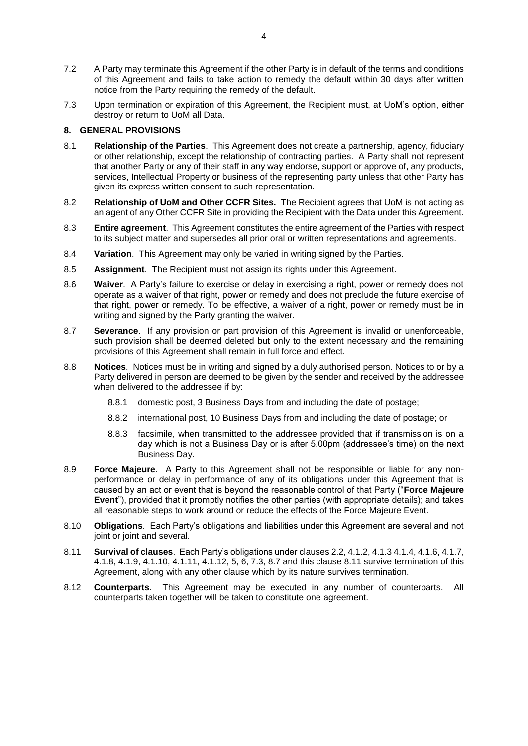7.2 A Party may terminate this Agreement if the other Party is in default of the terms and conditions of this Agreement and fails to take action to remedy the default within 30 days after written notice from the Party requiring the remedy of the default.

7.3 Upon termination or expiration of this Agreement, the Recipient must, at UoM's option, either destroy or return to UoM all Data.

## 8. GENERAL PROVISIONS

8.1 **Relationship of the Parties**. This Agreement does not create a partnership, agency, fiduciary or other relationship, except the relationship of contracting parties. A Party shall not represent that another Party or any of their staff in any way endorse, support or approve of, any products, services, Intellectual Property or business of the representing party unless that other Party has given its express written consent to such representation.

8.2 **Relationship of UoM and Other CCFR Sites.** The Recipient agrees that UoM is not acting as an agent of any Other CCFR Site in providing the Recipient with the Data under this Agreement.

8.3 **Entire agreement**. This Agreement constitutes the entire agreement of the Parties with respect to its subject matter and supersedes all prior oral or written representations and agreements.

8.4 **Variation**. This Agreement may only be varied in writing signed by the Parties.

8.5 **Assignment**. The Recipient must not assign its rights under this Agreement.

8.6 **Waiver**. A Party's failure to exercise or delay in exercising a right, power or remedy does not operate as a waiver of that right, power or remedy and does not preclude the future exercise of that right, power or remedy. To be effective, a waiver of a right, power or remedy must be in writing and signed by the Party granting the waiver.

8.7 **Severance**. If any provision or part provision of this Agreement is invalid or unenforceable, such provision shall be deemed deleted but only to the extent necessary and the remaining provisions of this Agreement shall remain in full force and effect.

8.8 **Notices**. Notices must be in writing and signed by a duly authorised person. Notices to or by a Party delivered in person are deemed to be given by the sender and received by the addressee when delivered to the addressee if by:

   8.8.1 domestic post, 3 Business Days from and including the date of postage;

   8.8.2 international post, 10 Business Days from and including the date of postage; or

   8.8.3 facsimile, when transmitted to the addressee provided that if transmission is on a day which is not a Business Day or is after 5.00pm (addressee's time) on the next Business Day.

8.9 **Force Majeure**. A Party to this Agreement shall not be responsible or liable for any non-performance or delay in performance of any of its obligations under this Agreement that is caused by an act or event that is beyond the reasonable control of that Party ("**Force Majeure Event**"), provided that it promptly notifies the other parties (with appropriate details); and takes all reasonable steps to work around or reduce the effects of the Force Majeure Event.

8.10 **Obligations**. Each Party's obligations and liabilities under this Agreement are several and not joint or joint and several.

8.11 **Survival of clauses**. Each Party's obligations under clauses 2.2, 4.1.2, 4.1.3 4.1.4, 4.1.6, 4.1.7, 4.1.8, 4.1.9, 4.1.10, 4.1.11, 4.1.12, 5, 6, 7.3, 8.7 and this clause 8.11 survive termination of this Agreement, along with any other clause which by its nature survives termination.

8.12 **Counterparts**. This Agreement may be executed in any number of counterparts. All counterparts taken together will be taken to constitute one agreement.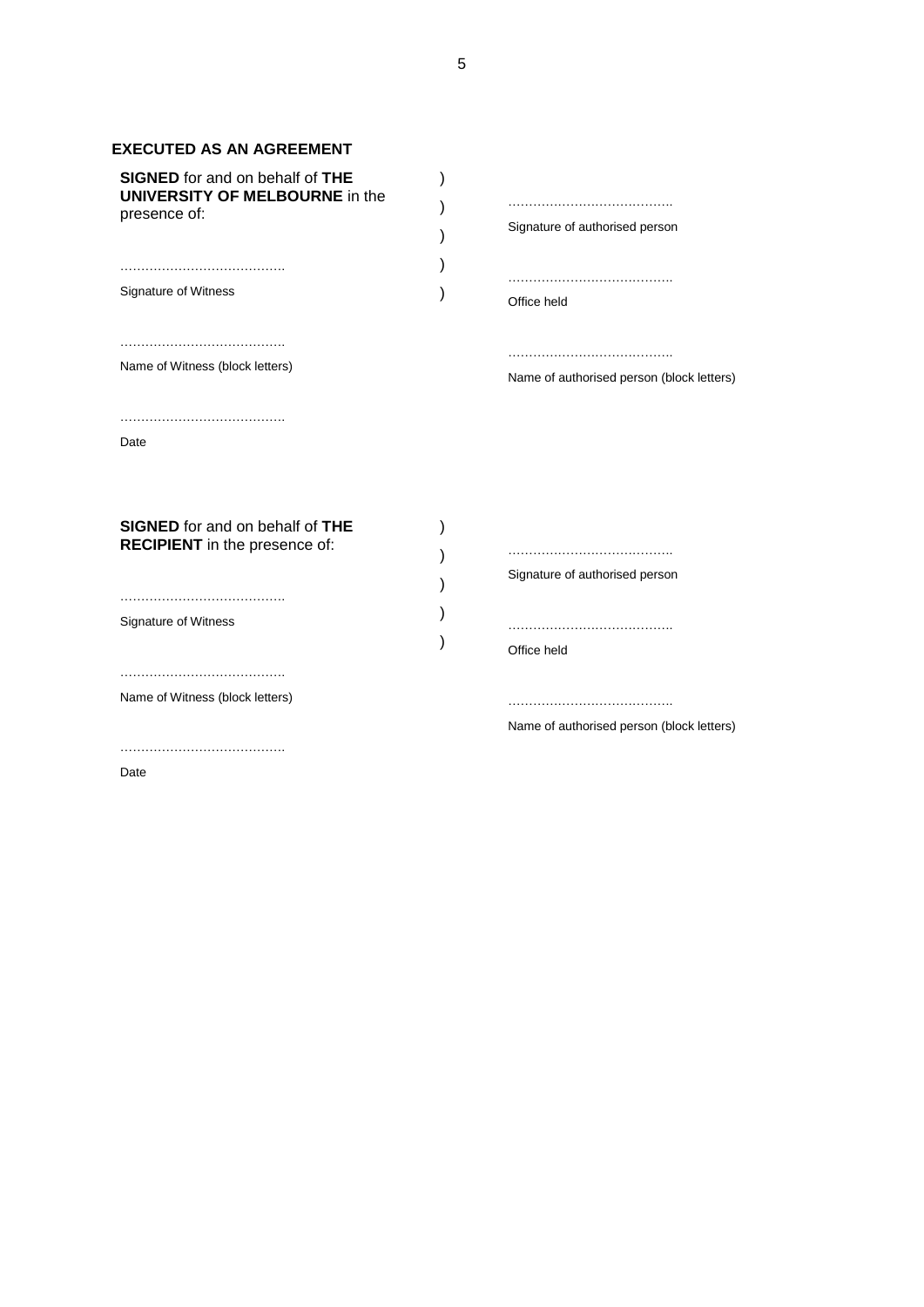**EXECUTED AS AN AGREEMENT**

| | | |
|---|---|---|
| **SIGNED** for and on behalf of **THE UNIVERSITY OF MELBOURNE** in the presence of: | ) ) ) ) ) | …………………………………. Signature of authorised person |
| …………………………………. Signature of Witness | | …………………………………. Office held |
| …………………………………. Name of Witness (block letters) | | …………………………………. Name of authorised person (block letters) |
| …………………………………. Date | | |

| | | |
|---|---|---|
| **SIGNED** for and on behalf of **THE RECIPIENT** in the presence of: | ) ) ) ) ) | …………………………………. Signature of authorised person |
| …………………………………. Signature of Witness | | …………………………………. Office held |
| …………………………………. Name of Witness (block letters) | | …………………………………. Name of authorised person (block letters) |
| …………………………………. Date | | |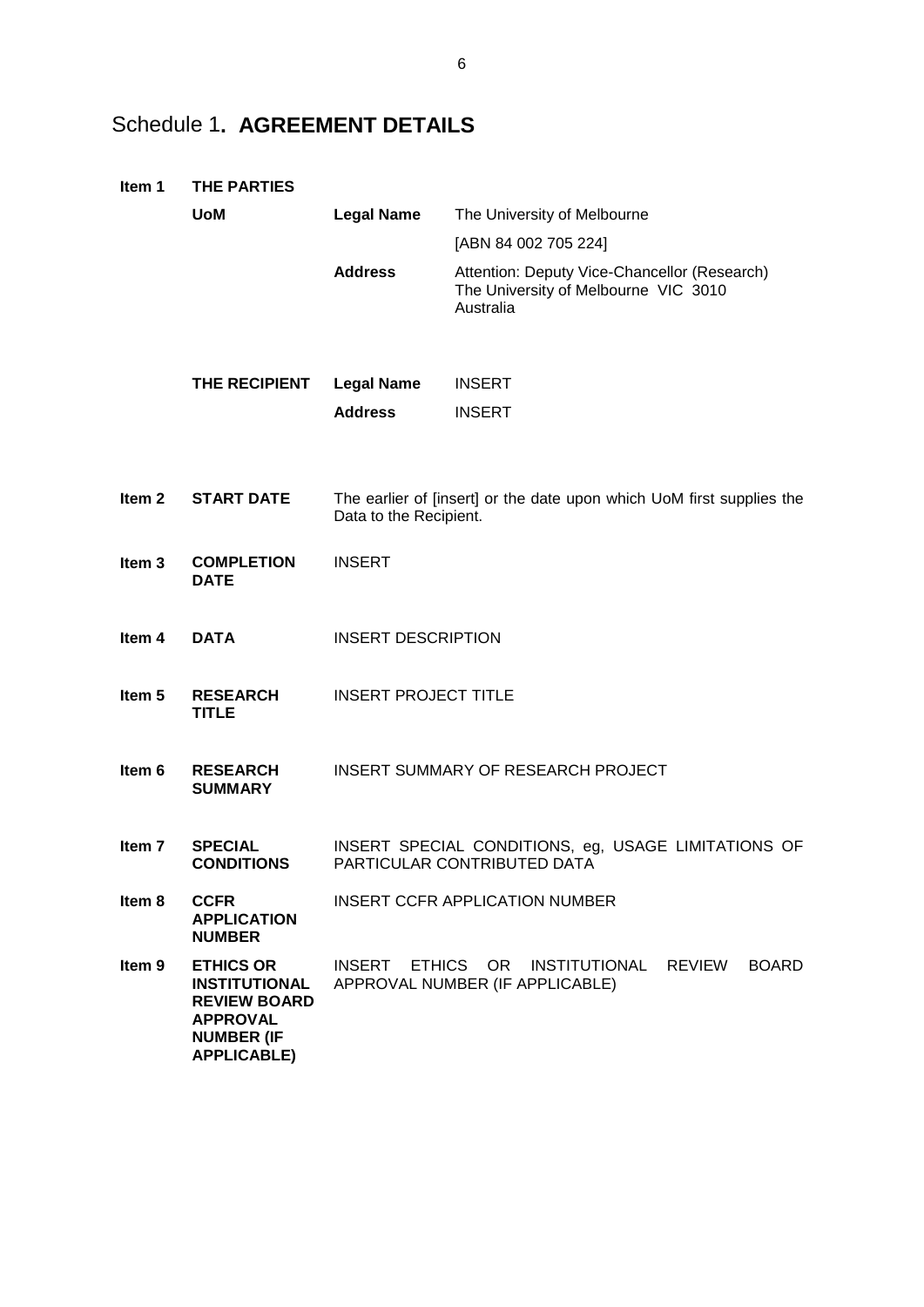# Schedule 1. AGREEMENT DETAILS

| | | | |
|---|---|---|---|
| **Item 1** | **THE PARTIES** | | |
| | **UoM** | **Legal Name** | The University of Melbourne<br>[ABN 84 002 705 224] |
| | | **Address** | Attention: Deputy Vice-Chancellor (Research)<br>The University of Melbourne VIC 3010<br>Australia |
| | **THE RECIPIENT** | **Legal Name** | INSERT |
| | | **Address** | INSERT |
| **Item 2** | **START DATE** | The earlier of [insert] or the date upon which UoM first supplies the Data to the Recipient. | |
| **Item 3** | **COMPLETION DATE** | INSERT | |
| **Item 4** | **DATA** | INSERT DESCRIPTION | |
| **Item 5** | **RESEARCH TITLE** | INSERT PROJECT TITLE | |
| **Item 6** | **RESEARCH SUMMARY** | INSERT SUMMARY OF RESEARCH PROJECT | |
| **Item 7** | **SPECIAL CONDITIONS** | INSERT SPECIAL CONDITIONS, eg, USAGE LIMITATIONS OF PARTICULAR CONTRIBUTED DATA | |
| **Item 8** | **CCFR APPLICATION NUMBER** | INSERT CCFR APPLICATION NUMBER | |
| **Item 9** | **ETHICS OR INSTITUTIONAL REVIEW BOARD APPROVAL NUMBER (IF APPLICABLE)** | INSERT ETHICS OR INSTITUTIONAL REVIEW BOARD APPROVAL NUMBER (IF APPLICABLE) | |